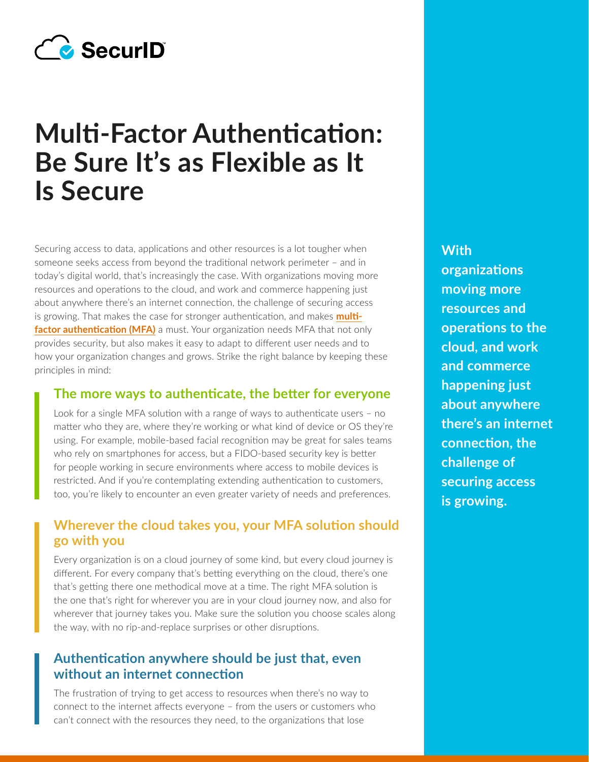SecurID

# Multi-Factor Authentication: Be Sure It's as Flexible as It Is Secure

Securing access to data, applications and other resources is a lot tougher when someone seeks access from beyond the traditional network perimeter – and in today's digital world, that's increasingly the case. With organizations moving more resources and operations to the cloud, and work and commerce happening just about anywhere there's an internet connection, the challenge of securing access is growing. That makes the case for stronger authentication, and makes **multi-factor authentication (MFA)** a must. Your organization needs MFA that not only provides security, but also makes it easy to adapt to different user needs and to how your organization changes and grows. Strike the right balance by keeping these principles in mind:

**With organizations moving more resources and operations to the cloud, and work and commerce happening just about anywhere there's an internet connection, the challenge of securing access is growing.**

## The more ways to authenticate, the better for everyone

Look for a single MFA solution with a range of ways to authenticate users – no matter who they are, where they're working or what kind of device or OS they're using. For example, mobile-based facial recognition may be great for sales teams who rely on smartphones for access, but a FIDO-based security key is better for people working in secure environments where access to mobile devices is restricted. And if you're contemplating extending authentication to customers, too, you're likely to encounter an even greater variety of needs and preferences.

## Wherever the cloud takes you, your MFA solution should go with you

Every organization is on a cloud journey of some kind, but every cloud journey is different. For every company that's betting everything on the cloud, there's one that's getting there one methodical move at a time. The right MFA solution is the one that's right for wherever you are in your cloud journey now, and also for wherever that journey takes you. Make sure the solution you choose scales along the way, with no rip-and-replace surprises or other disruptions.

## Authentication anywhere should be just that, even without an internet connection

The frustration of trying to get access to resources when there's no way to connect to the internet affects everyone – from the users or customers who can't connect with the resources they need, to the organizations that lose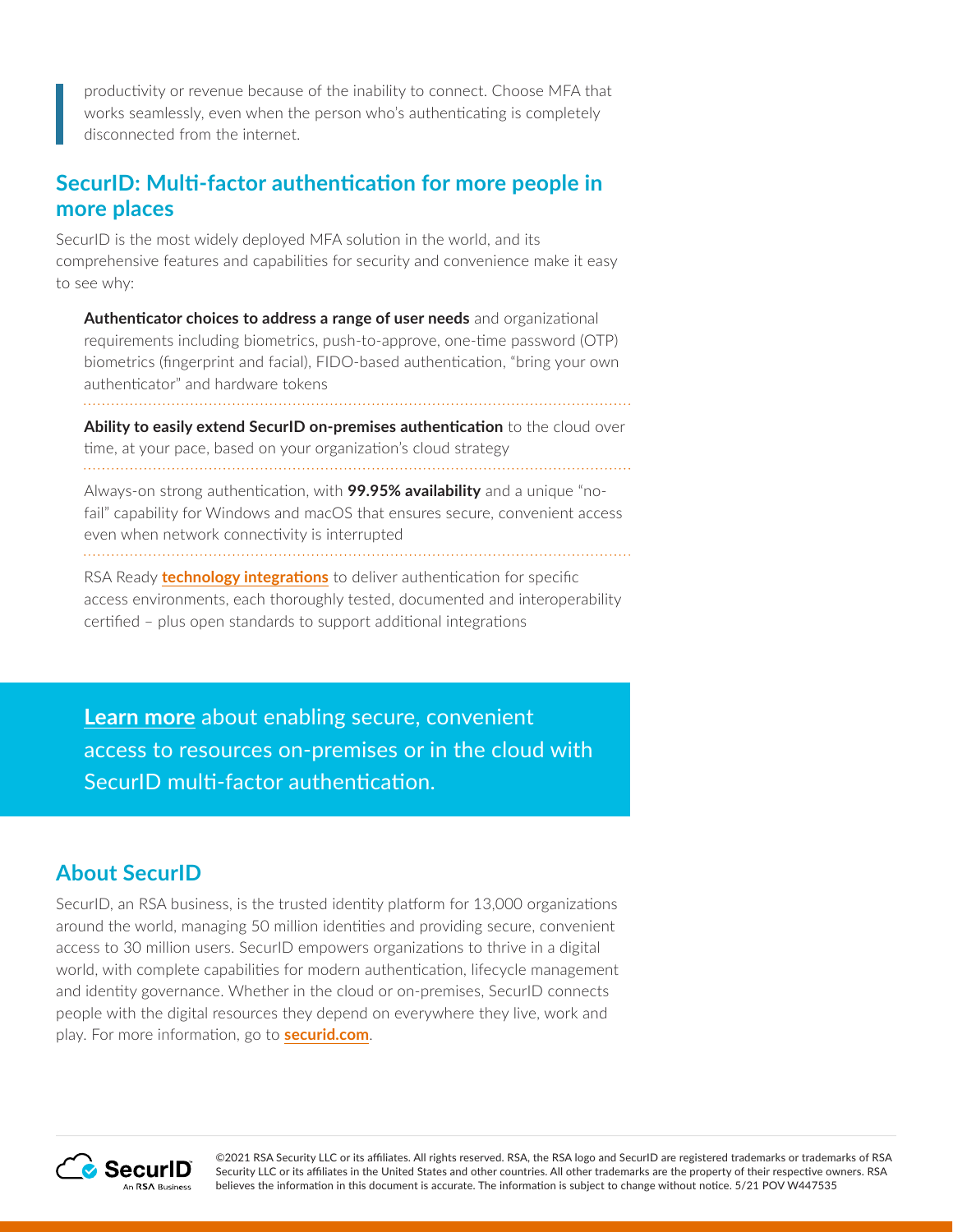productivity or revenue because of the inability to connect. Choose MFA that works seamlessly, even when the person who's authenticating is completely disconnected from the internet.

## SecurID: Multi-factor authentication for more people in more places

SecurID is the most widely deployed MFA solution in the world, and its comprehensive features and capabilities for security and convenience make it easy to see why:

**Authenticator choices to address a range of user needs** and organizational requirements including biometrics, push-to-approve, one-time password (OTP) biometrics (fingerprint and facial), FIDO-based authentication, "bring your own authenticator" and hardware tokens

**Ability to easily extend SecurID on-premises authentication** to the cloud over time, at your pace, based on your organization's cloud strategy

Always-on strong authentication, with **99.95% availability** and a unique "no-fail" capability for Windows and macOS that ensures secure, convenient access even when network connectivity is interrupted

RSA Ready **technology integrations** to deliver authentication for specific access environments, each thoroughly tested, documented and interoperability certified – plus open standards to support additional integrations

**Learn more** about enabling secure, convenient access to resources on-premises or in the cloud with SecurID multi-factor authentication.

## About SecurID

SecurID, an RSA business, is the trusted identity platform for 13,000 organizations around the world, managing 50 million identities and providing secure, convenient access to 30 million users. SecurID empowers organizations to thrive in a digital world, with complete capabilities for modern authentication, lifecycle management and identity governance. Whether in the cloud or on-premises, SecurID connects people with the digital resources they depend on everywhere they live, work and play. For more information, go to **securid.com**.

©2021 RSA Security LLC or its affiliates. All rights reserved. RSA, the RSA logo and SecurID are registered trademarks or trademarks of RSA Security LLC or its affiliates in the United States and other countries. All other trademarks are the property of their respective owners. RSA believes the information in this document is accurate. The information is subject to change without notice. 5/21 POV W447535